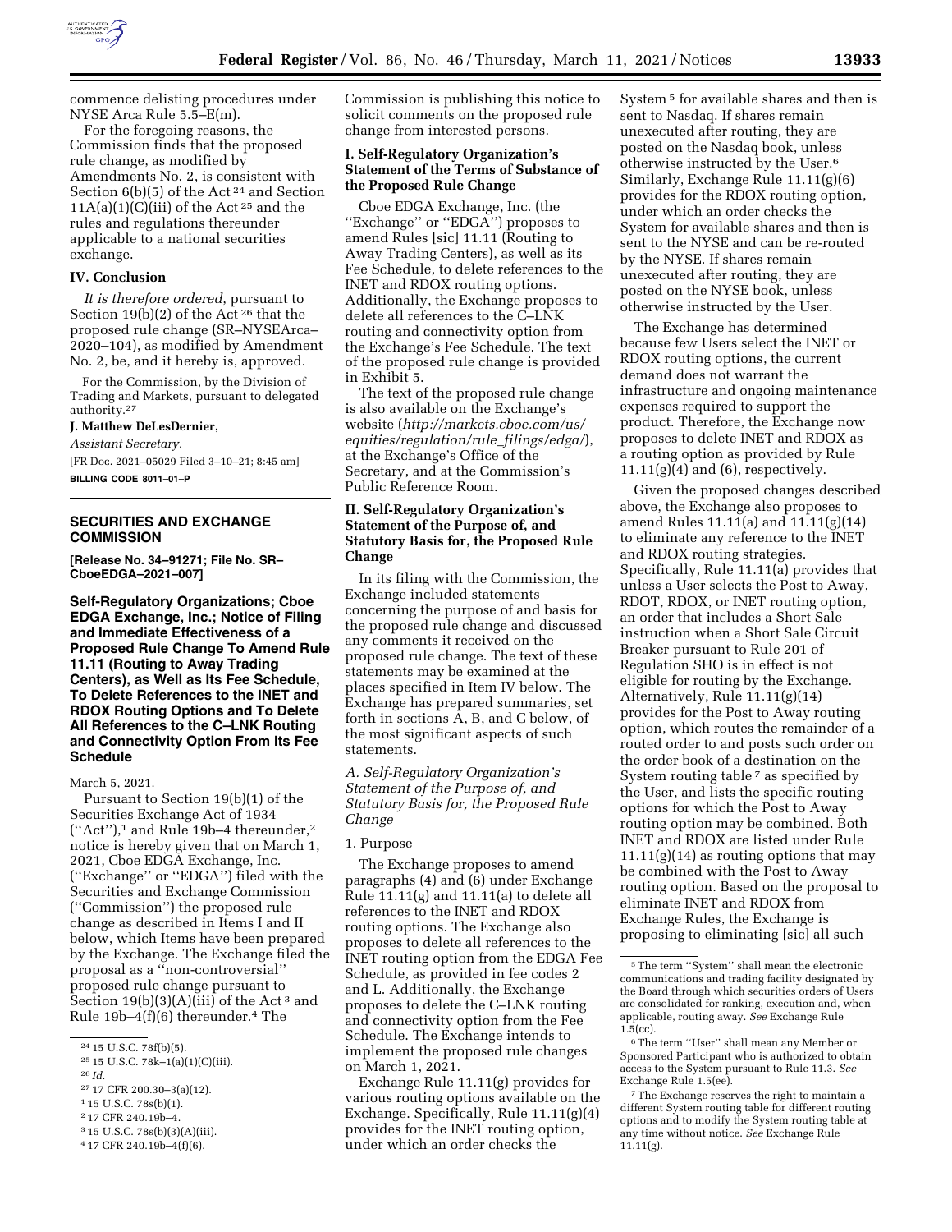commence delisting procedures under NYSE Arca Rule 5.5–E(m).

For the foregoing reasons, the Commission finds that the proposed rule change, as modified by Amendments No. 2, is consistent with Section 6(b)(5) of the Act [24] and Section 11A(a)(1)(C)(iii) of the Act [25] and the rules and regulations thereunder applicable to a national securities exchange.

## IV. Conclusion

*It is therefore ordered*, pursuant to Section 19(b)(2) of the Act [26] that the proposed rule change (SR–NYSEArca–2020–104), as modified by Amendment No. 2, be, and it hereby is, approved.

For the Commission, by the Division of Trading and Markets, pursuant to delegated authority.[27]

**J. Matthew DeLesDernier,**

*Assistant Secretary.*

[FR Doc. 2021–05029 Filed 3–10–21; 8:45 am]

**BILLING CODE 8011–01–P**

[24] 15 U.S.C. 78f(b)(5).

[25] 15 U.S.C. 78k–1(a)(1)(C)(iii).

[26] *Id.*

[27] 17 CFR 200.30–3(a)(12).

---

## SECURITIES AND EXCHANGE COMMISSION

**[Release No. 34–91271; File No. SR–CboeEDGA–2021–007]**

## Self-Regulatory Organizations; Cboe EDGA Exchange, Inc.; Notice of Filing and Immediate Effectiveness of a Proposed Rule Change To Amend Rule 11.11 (Routing to Away Trading Centers), as Well as Its Fee Schedule, To Delete References to the INET and RDOX Routing Options and To Delete All References to the C–LNK Routing and Connectivity Option From Its Fee Schedule

March 5, 2021.

Pursuant to Section 19(b)(1) of the Securities Exchange Act of 1934 (''Act''),[1] and Rule 19b–4 thereunder,[2] notice is hereby given that on March 1, 2021, Cboe EDGA Exchange, Inc. (''Exchange'' or ''EDGA'') filed with the Securities and Exchange Commission (''Commission'') the proposed rule change as described in Items I and II below, which Items have been prepared by the Exchange. The Exchange filed the proposal as a ''non-controversial'' proposed rule change pursuant to Section 19(b)(3)(A)(iii) of the Act [3] and Rule 19b–4(f)(6) thereunder.[4] The Commission is publishing this notice to solicit comments on the proposed rule change from interested persons.

### I. Self-Regulatory Organization's Statement of the Terms of Substance of the Proposed Rule Change

Cboe EDGA Exchange, Inc. (the ''Exchange'' or ''EDGA'') proposes to amend Rules [sic] 11.11 (Routing to Away Trading Centers), as well as its Fee Schedule, to delete references to the INET and RDOX routing options. Additionally, the Exchange proposes to delete all references to the C–LNK routing and connectivity option from the Exchange's Fee Schedule. The text of the proposed rule change is provided in Exhibit 5.

The text of the proposed rule change is also available on the Exchange's website (*http://markets.cboe.com/us/equities/regulation/rule_filings/edga/*), at the Exchange's Office of the Secretary, and at the Commission's Public Reference Room.

### II. Self-Regulatory Organization's Statement of the Purpose of, and Statutory Basis for, the Proposed Rule Change

In its filing with the Commission, the Exchange included statements concerning the purpose of and basis for the proposed rule change and discussed any comments it received on the proposed rule change. The text of these statements may be examined at the places specified in Item IV below. The Exchange has prepared summaries, set forth in sections A, B, and C below, of the most significant aspects of such statements.

#### *A. Self-Regulatory Organization's Statement of the Purpose of, and Statutory Basis for, the Proposed Rule Change*

1. Purpose

The Exchange proposes to amend paragraphs (4) and (6) under Exchange Rule 11.11(g) and 11.11(a) to delete all references to the INET and RDOX routing options. The Exchange also proposes to delete all references to the INET routing option from the EDGA Fee Schedule, as provided in fee codes 2 and L. Additionally, the Exchange proposes to delete the C–LNK routing and connectivity option from the Fee Schedule. The Exchange intends to implement the proposed rule changes on March 1, 2021.

Exchange Rule 11.11(g) provides for various routing options available on the Exchange. Specifically, Rule 11.11(g)(4) provides for the INET routing option, under which an order checks the System [5] for available shares and then is sent to Nasdaq. If shares remain unexecuted after routing, they are posted on the Nasdaq book, unless otherwise instructed by the User.[6] Similarly, Exchange Rule 11.11(g)(6) provides for the RDOX routing option, under which an order checks the System for available shares and then is sent to the NYSE and can be re-routed by the NYSE. If shares remain unexecuted after routing, they are posted on the NYSE book, unless otherwise instructed by the User.

The Exchange has determined because few Users select the INET or RDOX routing options, the current demand does not warrant the infrastructure and ongoing maintenance expenses required to support the product. Therefore, the Exchange now proposes to delete INET and RDOX as a routing option as provided by Rule 11.11(g)(4) and (6), respectively.

Given the proposed changes described above, the Exchange also proposes to amend Rules 11.11(a) and 11.11(g)(14) to eliminate any reference to the INET and RDOX routing strategies. Specifically, Rule 11.11(a) provides that unless a User selects the Post to Away, RDOT, RDOX, or INET routing option, an order that includes a Short Sale instruction when a Short Sale Circuit Breaker pursuant to Rule 201 of Regulation SHO is in effect is not eligible for routing by the Exchange. Alternatively, Rule 11.11(g)(14) provides for the Post to Away routing option, which routes the remainder of a routed order to and posts such order on the order book of a destination on the System routing table [7] as specified by the User, and lists the specific routing options for which the Post to Away routing option may be combined. Both INET and RDOX are listed under Rule 11.11(g)(14) as routing options that may be combined with the Post to Away routing option. Based on the proposal to eliminate INET and RDOX from Exchange Rules, the Exchange is proposing to eliminating [sic] all such

[1] 15 U.S.C. 78s(b)(1).

[2] 17 CFR 240.19b–4.

[3] 15 U.S.C. 78s(b)(3)(A)(iii).

[4] 17 CFR 240.19b–4(f)(6).

[5] The term ''System'' shall mean the electronic communications and trading facility designated by the Board through which securities orders of Users are consolidated for ranking, execution and, when applicable, routing away. *See* Exchange Rule 1.5(cc).

[6] The term ''User'' shall mean any Member or Sponsored Participant who is authorized to obtain access to the System pursuant to Rule 11.3. *See* Exchange Rule 1.5(ee).

[7] The Exchange reserves the right to maintain a different System routing table for different routing options and to modify the System routing table at any time without notice. *See* Exchange Rule 11.11(g).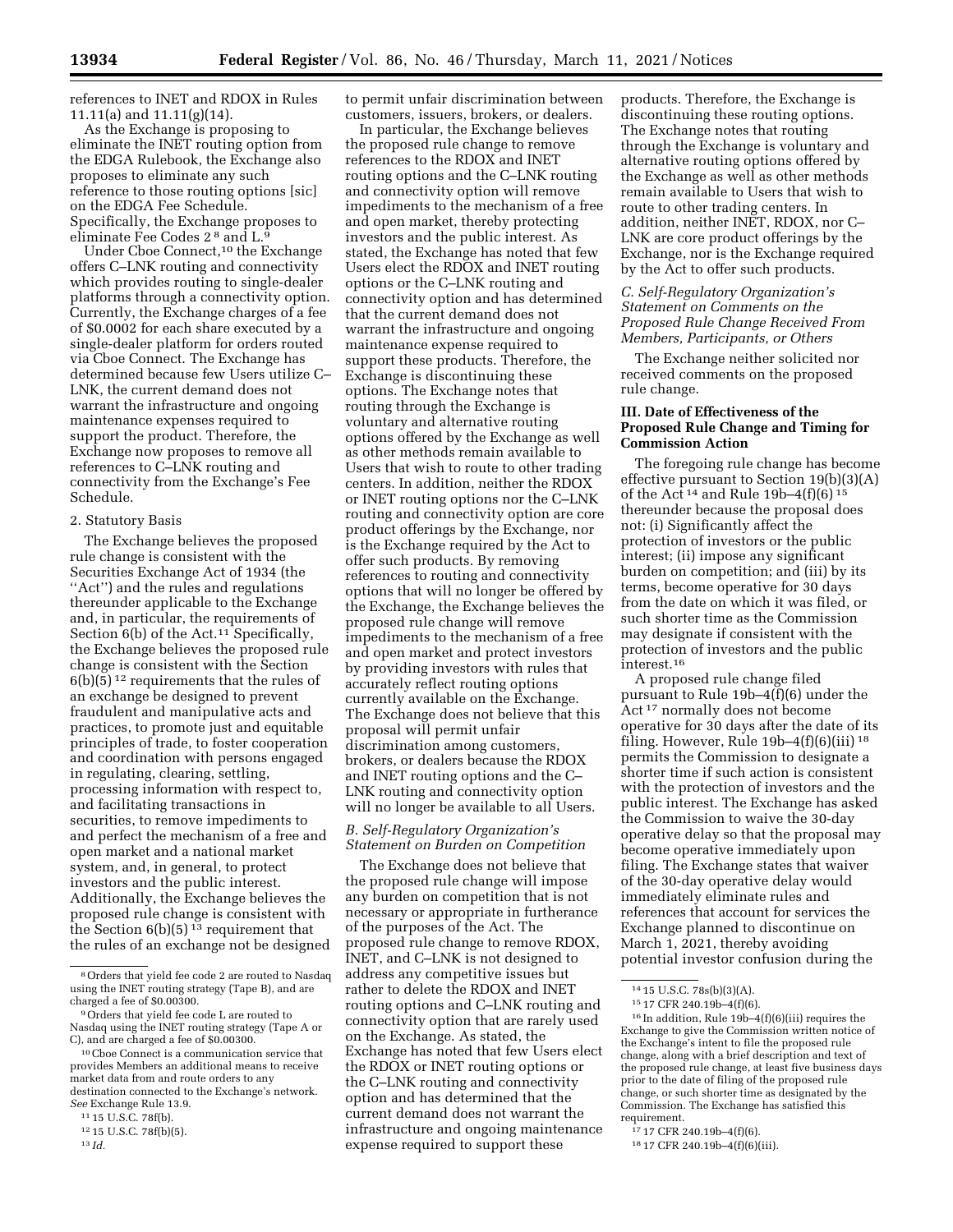references to INET and RDOX in Rules 11.11(a) and 11.11(g)(14).

As the Exchange is proposing to eliminate the INET routing option from the EDGA Rulebook, the Exchange also proposes to eliminate any such reference to those routing options [sic] on the EDGA Fee Schedule. Specifically, the Exchange proposes to eliminate Fee Codes 2 [8] and L.[9]

Under Cboe Connect,[10] the Exchange offers C–LNK routing and connectivity which provides routing to single-dealer platforms through a connectivity option. Currently, the Exchange charges of a fee of $0.0002 for each share executed by a single-dealer platform for orders routed via Cboe Connect. The Exchange has determined because few Users utilize C–LNK, the current demand does not warrant the infrastructure and ongoing maintenance expenses required to support the product. Therefore, the Exchange now proposes to remove all references to C–LNK routing and connectivity from the Exchange's Fee Schedule.

2. Statutory Basis

The Exchange believes the proposed rule change is consistent with the Securities Exchange Act of 1934 (the "Act") and the rules and regulations thereunder applicable to the Exchange and, in particular, the requirements of Section 6(b) of the Act.[11] Specifically, the Exchange believes the proposed rule change is consistent with the Section 6(b)(5) [12] requirements that the rules of an exchange be designed to prevent fraudulent and manipulative acts and practices, to promote just and equitable principles of trade, to foster cooperation and coordination with persons engaged in regulating, clearing, settling, processing information with respect to, and facilitating transactions in securities, to remove impediments to and perfect the mechanism of a free and open market and a national market system, and, in general, to protect investors and the public interest. Additionally, the Exchange believes the proposed rule change is consistent with the Section 6(b)(5) [13] requirement that the rules of an exchange not be designed to permit unfair discrimination between customers, issuers, brokers, or dealers.

In particular, the Exchange believes the proposed rule change to remove references to the RDOX and INET routing options and the C–LNK routing and connectivity option will remove impediments to the mechanism of a free and open market, thereby protecting investors and the public interest. As stated, the Exchange has noted that few Users elect the RDOX and INET routing options or the C–LNK routing and connectivity option and has determined that the current demand does not warrant the infrastructure and ongoing maintenance expense required to support these products. Therefore, the Exchange is discontinuing these options. The Exchange notes that routing through the Exchange is voluntary and alternative routing options offered by the Exchange as well as other methods remain available to Users that wish to route to other trading centers. In addition, neither the RDOX or INET routing options nor the C–LNK routing and connectivity option are core product offerings by the Exchange, nor is the Exchange required by the Act to offer such products. By removing references to routing and connectivity options that will no longer be offered by the Exchange, the Exchange believes the proposed rule change will remove impediments to the mechanism of a free and open market and protect investors by providing investors with rules that accurately reflect routing options currently available on the Exchange. The Exchange does not believe that this proposal will permit unfair discrimination among customers, brokers, or dealers because the RDOX and INET routing options and the C–LNK routing and connectivity option will no longer be available to all Users.

### *B. Self-Regulatory Organization's Statement on Burden on Competition*

The Exchange does not believe that the proposed rule change will impose any burden on competition that is not necessary or appropriate in furtherance of the purposes of the Act. The proposed rule change to remove RDOX, INET, and C–LNK is not designed to address any competitive issues but rather to delete the RDOX and INET routing options and C–LNK routing and connectivity option that are rarely used on the Exchange. As stated, the Exchange has noted that few Users elect the RDOX or INET routing options or the C–LNK routing and connectivity option and has determined that the current demand does not warrant the infrastructure and ongoing maintenance expense required to support these products. Therefore, the Exchange is discontinuing these routing options. The Exchange notes that routing through the Exchange is voluntary and alternative routing options offered by the Exchange as well as other methods remain available to Users that wish to route to other trading centers. In addition, neither INET, RDOX, nor C–LNK are core product offerings by the Exchange, nor is the Exchange required by the Act to offer such products.

### *C. Self-Regulatory Organization's Statement on Comments on the Proposed Rule Change Received From Members, Participants, or Others*

The Exchange neither solicited nor received comments on the proposed rule change.

## III. Date of Effectiveness of the Proposed Rule Change and Timing for Commission Action

The foregoing rule change has become effective pursuant to Section 19(b)(3)(A) of the Act [14] and Rule 19b–4(f)(6) [15] thereunder because the proposal does not: (i) Significantly affect the protection of investors or the public interest; (ii) impose any significant burden on competition; and (iii) by its terms, become operative for 30 days from the date on which it was filed, or such shorter time as the Commission may designate if consistent with the protection of investors and the public interest.[16]

A proposed rule change filed pursuant to Rule 19b–4(f)(6) under the Act [17] normally does not become operative for 30 days after the date of its filing. However, Rule 19b–4(f)(6)(iii) [18] permits the Commission to designate a shorter time if such action is consistent with the protection of investors and the public interest. The Exchange has asked the Commission to waive the 30-day operative delay so that the proposal may become operative immediately upon filing. The Exchange states that waiver of the 30-day operative delay would immediately eliminate rules and references that account for services the Exchange planned to discontinue on March 1, 2021, thereby avoiding potential investor confusion during the

---

[8] Orders that yield fee code 2 are routed to Nasdaq using the INET routing strategy (Tape B), and are charged a fee of $0.00300.

[9] Orders that yield fee code L are routed to Nasdaq using the INET routing strategy (Tape A or C), and are charged a fee of $0.00300.

[10] Cboe Connect is a communication service that provides Members an additional means to receive market data from and route orders to any destination connected to the Exchange's network. *See* Exchange Rule 13.9.

[11] 15 U.S.C. 78f(b).

[12] 15 U.S.C. 78f(b)(5).

[13] *Id.*

[14] 15 U.S.C. 78s(b)(3)(A).

[15] 17 CFR 240.19b–4(f)(6).

[16] In addition, Rule 19b–4(f)(6)(iii) requires the Exchange to give the Commission written notice of the Exchange's intent to file the proposed rule change, along with a brief description and text of the proposed rule change, at least five business days prior to the date of filing of the proposed rule change, or such shorter time as designated by the Commission. The Exchange has satisfied this requirement.

[17] 17 CFR 240.19b–4(f)(6).

[18] 17 CFR 240.19b–4(f)(6)(iii).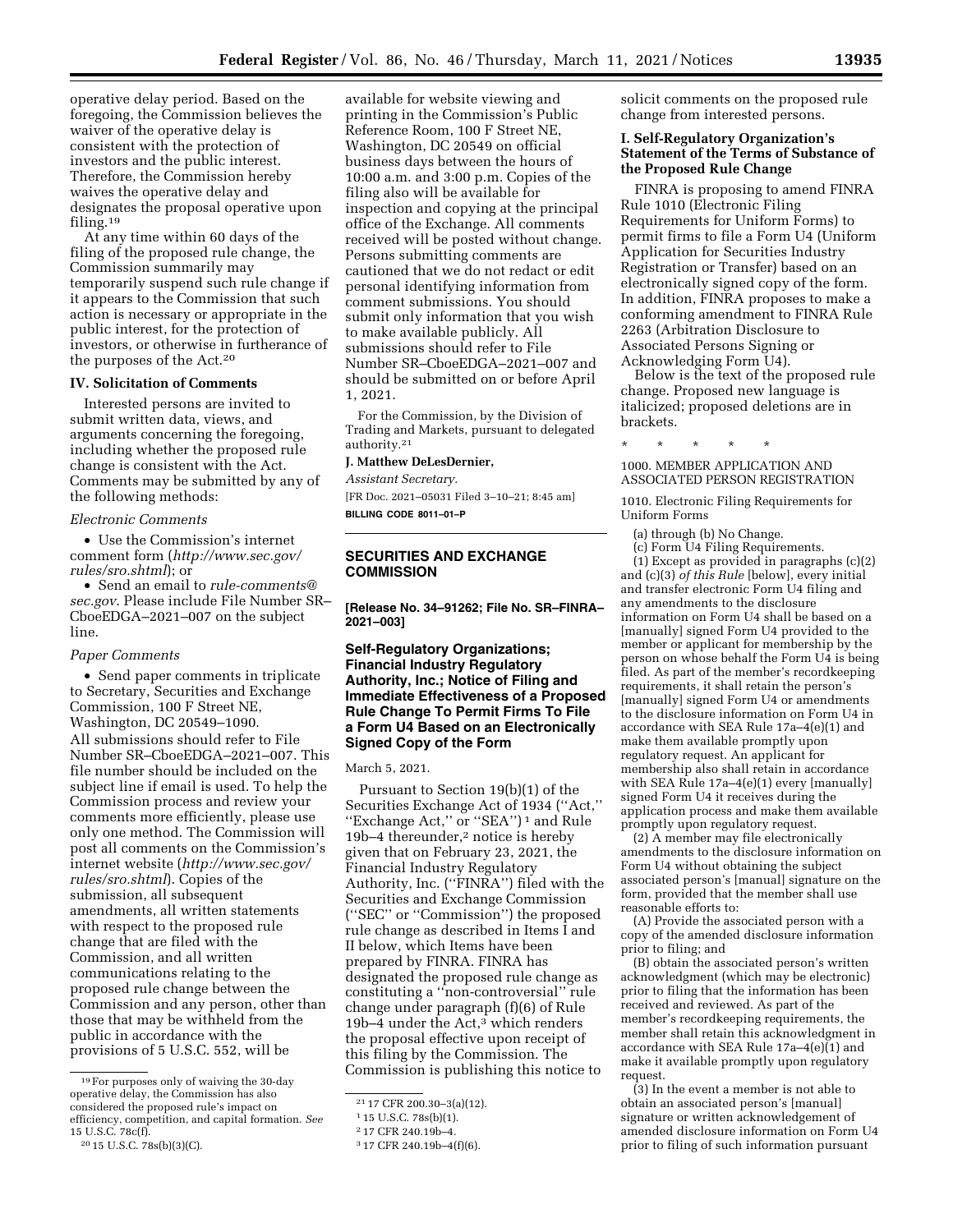operative delay period. Based on the foregoing, the Commission believes the waiver of the operative delay is consistent with the protection of investors and the public interest. Therefore, the Commission hereby waives the operative delay and designates the proposal operative upon filing.[19]

At any time within 60 days of the filing of the proposed rule change, the Commission summarily may temporarily suspend such rule change if it appears to the Commission that such action is necessary or appropriate in the public interest, for the protection of investors, or otherwise in furtherance of the purposes of the Act.[20]

## IV. Solicitation of Comments

Interested persons are invited to submit written data, views, and arguments concerning the foregoing, including whether the proposed rule change is consistent with the Act. Comments may be submitted by any of the following methods:

*Electronic Comments*

- Use the Commission's internet comment form (*http://www.sec.gov/rules/sro.shtml*); or
- Send an email to *rule-comments@sec.gov*. Please include File Number SR–CboeEDGA–2021–007 on the subject line.

*Paper Comments*

- Send paper comments in triplicate to Secretary, Securities and Exchange Commission, 100 F Street NE, Washington, DC 20549–1090.

All submissions should refer to File Number SR–CboeEDGA–2021–007. This file number should be included on the subject line if email is used. To help the Commission process and review your comments more efficiently, please use only one method. The Commission will post all comments on the Commission's internet website (*http://www.sec.gov/rules/sro.shtml*). Copies of the submission, all subsequent amendments, all written statements with respect to the proposed rule change that are filed with the Commission, and all written communications relating to the proposed rule change between the Commission and any person, other than those that may be withheld from the public in accordance with the provisions of 5 U.S.C. 552, will be available for website viewing and printing in the Commission's Public Reference Room, 100 F Street NE, Washington, DC 20549 on official business days between the hours of 10:00 a.m. and 3:00 p.m. Copies of the filing also will be available for inspection and copying at the principal office of the Exchange. All comments received will be posted without change. Persons submitting comments are cautioned that we do not redact or edit personal identifying information from comment submissions. You should submit only information that you wish to make available publicly. All submissions should refer to File Number SR–CboeEDGA–2021–007 and should be submitted on or before April 1, 2021.

For the Commission, by the Division of Trading and Markets, pursuant to delegated authority.[21]

**J. Matthew DeLesDernier,**

*Assistant Secretary.*

[FR Doc. 2021–05031 Filed 3–10–21; 8:45 am]

**BILLING CODE 8011–01–P**

---

## SECURITIES AND EXCHANGE COMMISSION

**[Release No. 34–91262; File No. SR–FINRA–2021–003]**

## Self-Regulatory Organizations; Financial Industry Regulatory Authority, Inc.; Notice of Filing and Immediate Effectiveness of a Proposed Rule Change To Permit Firms To File a Form U4 Based on an Electronically Signed Copy of the Form

March 5, 2021.

Pursuant to Section 19(b)(1) of the Securities Exchange Act of 1934 (''Act,'' ''Exchange Act,'' or ''SEA'')[1] and Rule 19b–4 thereunder,[2] notice is hereby given that on February 23, 2021, the Financial Industry Regulatory Authority, Inc. (''FINRA'') filed with the Securities and Exchange Commission (''SEC'' or ''Commission'') the proposed rule change as described in Items I and II below, which Items have been prepared by FINRA. FINRA has designated the proposed rule change as constituting a ''non-controversial'' rule change under paragraph (f)(6) of Rule 19b–4 under the Act,[3] which renders the proposal effective upon receipt of this filing by the Commission. The Commission is publishing this notice to solicit comments on the proposed rule change from interested persons.

### I. Self-Regulatory Organization's Statement of the Terms of Substance of the Proposed Rule Change

FINRA is proposing to amend FINRA Rule 1010 (Electronic Filing Requirements for Uniform Forms) to permit firms to file a Form U4 (Uniform Application for Securities Industry Registration or Transfer) based on an electronically signed copy of the form. In addition, FINRA proposes to make a conforming amendment to FINRA Rule 2263 (Arbitration Disclosure to Associated Persons Signing or Acknowledging Form U4).

Below is the text of the proposed rule change. Proposed new language is italicized; proposed deletions are in brackets.

\* \* \* \* \*

1000. MEMBER APPLICATION AND ASSOCIATED PERSON REGISTRATION

1010. Electronic Filing Requirements for Uniform Forms

(a) through (b) No Change.

(c) Form U4 Filing Requirements.

(1) Except as provided in paragraphs (c)(2) and (c)(3) *of this Rule* [below], every initial and transfer electronic Form U4 filing and any amendments to the disclosure information on Form U4 shall be based on a [manually] signed Form U4 provided to the member or applicant for membership by the person on whose behalf the Form U4 is being filed. As part of the member's recordkeeping requirements, it shall retain the person's [manually] signed Form U4 or amendments to the disclosure information on Form U4 in accordance with SEA Rule 17a–4(e)(1) and make them available promptly upon regulatory request. An applicant for membership also shall retain in accordance with SEA Rule 17a–4(e)(1) every [manually] signed Form U4 it receives during the application process and make them available promptly upon regulatory request.

(2) A member may file electronically amendments to the disclosure information on Form U4 without obtaining the subject associated person's [manual] signature on the form, provided that the member shall use reasonable efforts to:

(A) Provide the associated person with a copy of the amended disclosure information prior to filing; and

(B) obtain the associated person's written acknowledgment (which may be electronic) prior to filing that the information has been received and reviewed. As part of the member's recordkeeping requirements, the member shall retain this acknowledgment in accordance with SEA Rule 17a–4(e)(1) and make it available promptly upon regulatory request.

(3) In the event a member is not able to obtain an associated person's [manual] signature or written acknowledgement of amended disclosure information on Form U4 prior to filing of such information pursuant

---

[19] For purposes only of waiving the 30-day operative delay, the Commission has also considered the proposed rule's impact on efficiency, competition, and capital formation. *See* 15 U.S.C. 78c(f).

[20] 15 U.S.C. 78s(b)(3)(C).

[21] 17 CFR 200.30–3(a)(12).

[1] 15 U.S.C. 78s(b)(1).

[2] 17 CFR 240.19b–4.

[3] 17 CFR 240.19b–4(f)(6).